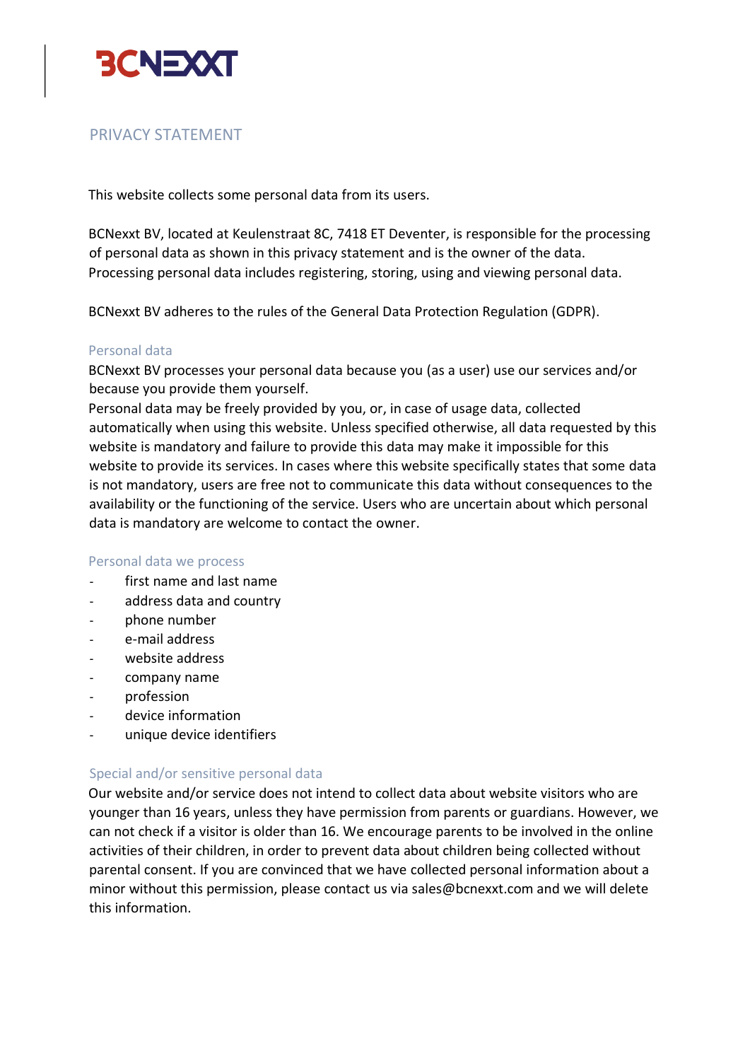# PRIVACY STATEMENT

This website collects some personal data from its users.

BCNexxt BV, located at Keulenstraat 8C, 7418 ET Deventer, is responsible for the processing of personal data as shown in this privacy statement and is the owner of the data. Processing personal data includes registering, storing, using and viewing personal data.

BCNexxt BV adheres to the rules of the General Data Protection Regulation (GDPR).

## Personal data

BCNexxt BV processes your personal data because you (as a user) use our services and/or because you provide them yourself.
Personal data may be freely provided by you, or, in case of usage data, collected automatically when using this website. Unless specified otherwise, all data requested by this website is mandatory and failure to provide this data may make it impossible for this website to provide its services. In cases where this website specifically states that some data is not mandatory, users are free not to communicate this data without consequences to the availability or the functioning of the service. Users who are uncertain about which personal data is mandatory are welcome to contact the owner.

## Personal data we process

- first name and last name
- address data and country
- phone number
- e-mail address
- website address
- company name
- profession
- device information
- unique device identifiers

## Special and/or sensitive personal data

Our website and/or service does not intend to collect data about website visitors who are younger than 16 years, unless they have permission from parents or guardians. However, we can not check if a visitor is older than 16. We encourage parents to be involved in the online activities of their children, in order to prevent data about children being collected without parental consent. If you are convinced that we have collected personal information about a minor without this permission, please contact us via sales@bcnexxt.com and we will delete this information.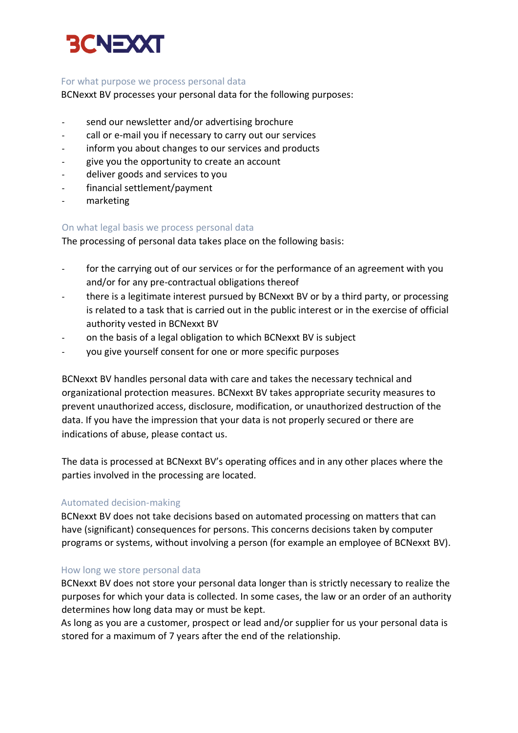## For what purpose we process personal data

BCNexxt BV processes your personal data for the following purposes:

- send our newsletter and/or advertising brochure
- call or e-mail you if necessary to carry out our services
- inform you about changes to our services and products
- give you the opportunity to create an account
- deliver goods and services to you
- financial settlement/payment
- marketing

## On what legal basis we process personal data

The processing of personal data takes place on the following basis:

- for the carrying out of our services or for the performance of an agreement with you and/or for any pre-contractual obligations thereof
- there is a legitimate interest pursued by BCNexxt BV or by a third party, or processing is related to a task that is carried out in the public interest or in the exercise of official authority vested in BCNexxt BV
- on the basis of a legal obligation to which BCNexxt BV is subject
- you give yourself consent for one or more specific purposes

BCNexxt BV handles personal data with care and takes the necessary technical and organizational protection measures. BCNexxt BV takes appropriate security measures to prevent unauthorized access, disclosure, modification, or unauthorized destruction of the data. If you have the impression that your data is not properly secured or there are indications of abuse, please contact us.

The data is processed at BCNexxt BV's operating offices and in any other places where the parties involved in the processing are located.

## Automated decision-making

BCNexxt BV does not take decisions based on automated processing on matters that can have (significant) consequences for persons. This concerns decisions taken by computer programs or systems, without involving a person (for example an employee of BCNexxt BV).

## How long we store personal data

BCNexxt BV does not store your personal data longer than is strictly necessary to realize the purposes for which your data is collected. In some cases, the law or an order of an authority determines how long data may or must be kept.

As long as you are a customer, prospect or lead and/or supplier for us your personal data is stored for a maximum of 7 years after the end of the relationship.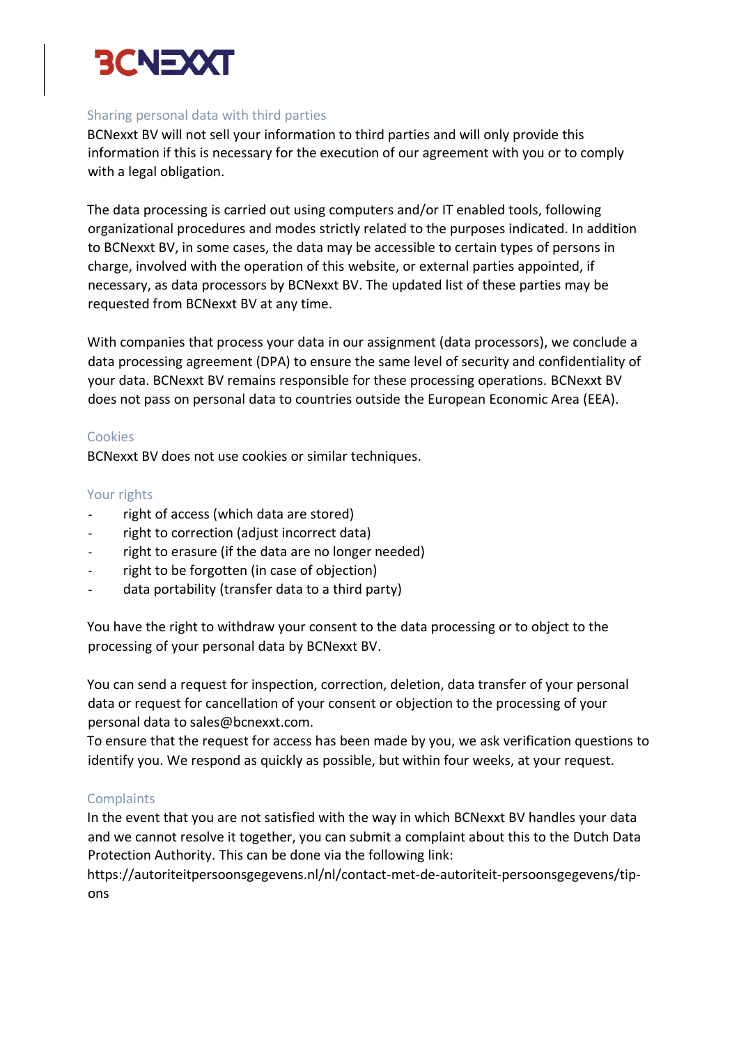## Sharing personal data with third parties

BCNexxt BV will not sell your information to third parties and will only provide this information if this is necessary for the execution of our agreement with you or to comply with a legal obligation.

The data processing is carried out using computers and/or IT enabled tools, following organizational procedures and modes strictly related to the purposes indicated. In addition to BCNexxt BV, in some cases, the data may be accessible to certain types of persons in charge, involved with the operation of this website, or external parties appointed, if necessary, as data processors by BCNexxt BV. The updated list of these parties may be requested from BCNexxt BV at any time.

With companies that process your data in our assignment (data processors), we conclude a data processing agreement (DPA) to ensure the same level of security and confidentiality of your data. BCNexxt BV remains responsible for these processing operations. BCNexxt BV does not pass on personal data to countries outside the European Economic Area (EEA).

## Cookies

BCNexxt BV does not use cookies or similar techniques.

## Your rights

- right of access (which data are stored)
- right to correction (adjust incorrect data)
- right to erasure (if the data are no longer needed)
- right to be forgotten (in case of objection)
- data portability (transfer data to a third party)

You have the right to withdraw your consent to the data processing or to object to the processing of your personal data by BCNexxt BV.

You can send a request for inspection, correction, deletion, data transfer of your personal data or request for cancellation of your consent or objection to the processing of your personal data to sales@bcnexxt.com.
To ensure that the request for access has been made by you, we ask verification questions to identify you. We respond as quickly as possible, but within four weeks, at your request.

## Complaints

In the event that you are not satisfied with the way in which BCNexxt BV handles your data and we cannot resolve it together, you can submit a complaint about this to the Dutch Data Protection Authority. This can be done via the following link:
https://autoriteitpersoonsgegevens.nl/nl/contact-met-de-autoriteit-persoonsgegevens/tip-ons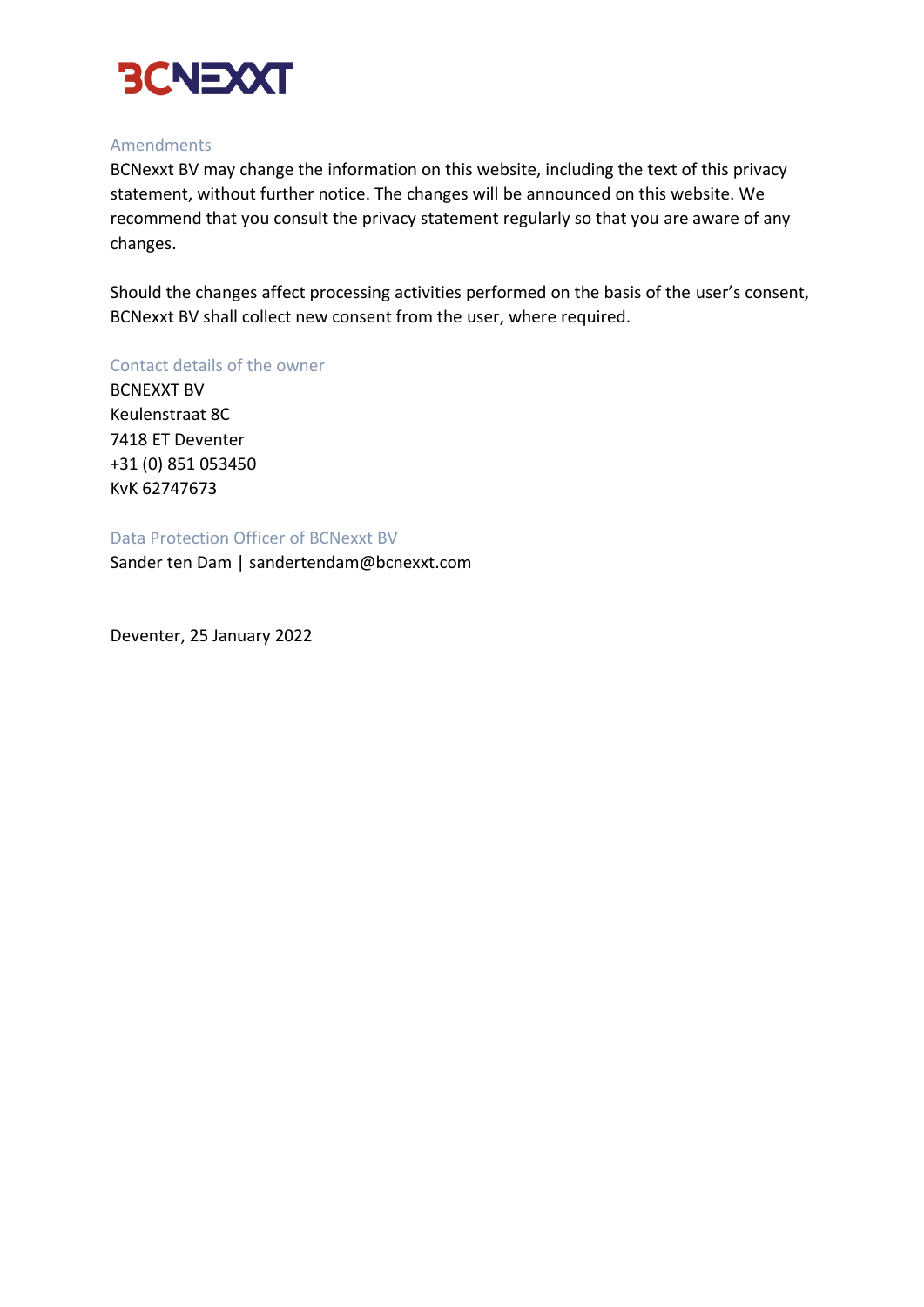### Amendments

BCNexxt BV may change the information on this website, including the text of this privacy statement, without further notice. The changes will be announced on this website. We recommend that you consult the privacy statement regularly so that you are aware of any changes.

Should the changes affect processing activities performed on the basis of the user's consent, BCNexxt BV shall collect new consent from the user, where required.

### Contact details of the owner

BCNEXXT BV  
Keulenstraat 8C  
7418 ET Deventer  
+31 (0) 851 053450  
KvK 62747673

### Data Protection Officer of BCNexxt BV

Sander ten Dam | sandertendam@bcnexxt.com

Deventer, 25 January 2022